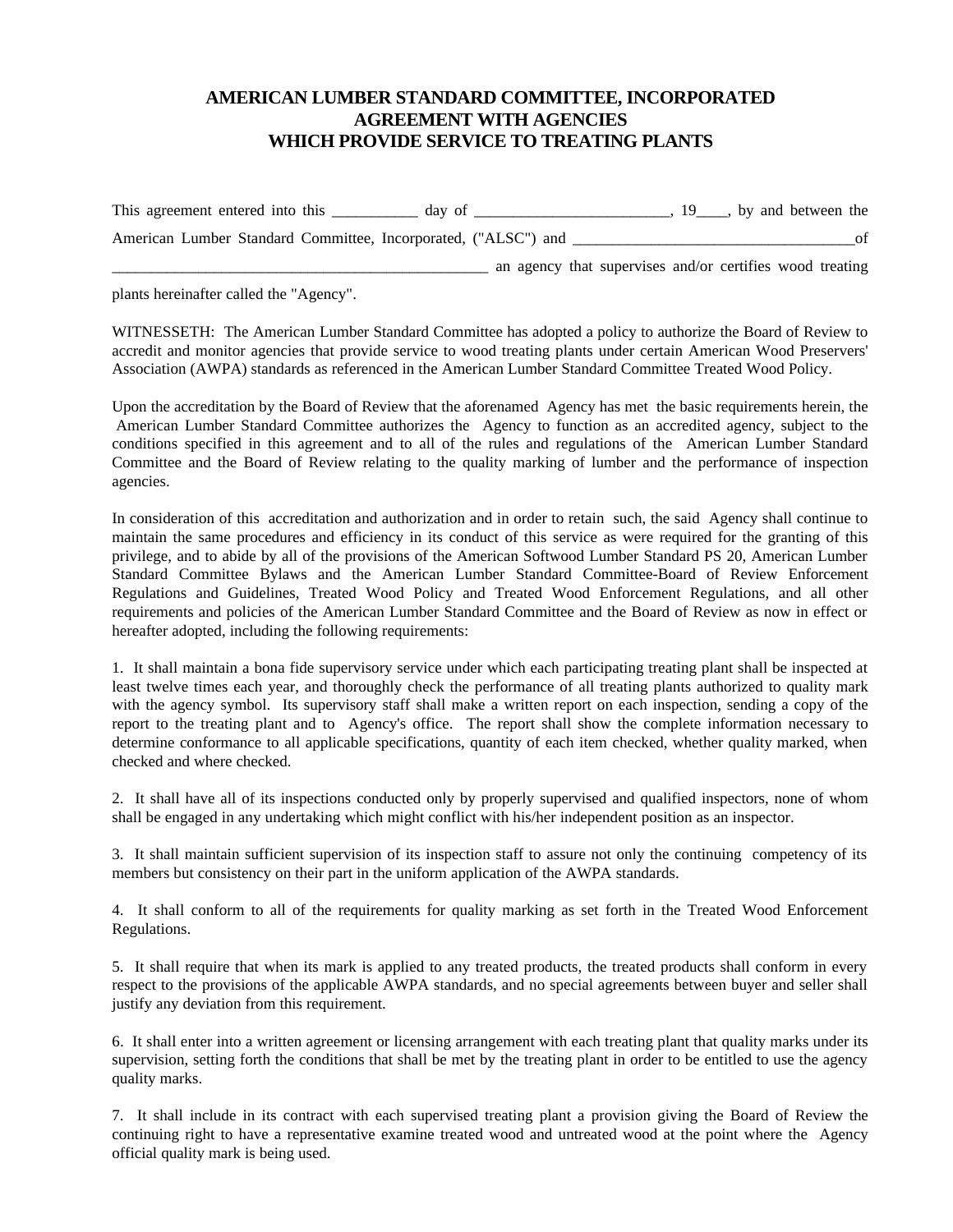# AMERICAN LUMBER STANDARD COMMITTEE, INCORPORATED
# AGREEMENT WITH AGENCIES
# WHICH PROVIDE SERVICE TO TREATING PLANTS

This agreement entered into this ___________ day of _________________________, 19____, by and between the American Lumber Standard Committee, Incorporated, ("ALSC") and ____________________________________of _________________________________________________ an agency that supervises and/or certifies wood treating plants hereinafter called the "Agency".

WITNESSETH: The American Lumber Standard Committee has adopted a policy to authorize the Board of Review to accredit and monitor agencies that provide service to wood treating plants under certain American Wood Preservers' Association (AWPA) standards as referenced in the American Lumber Standard Committee Treated Wood Policy.

Upon the accreditation by the Board of Review that the aforenamed Agency has met the basic requirements herein, the American Lumber Standard Committee authorizes the Agency to function as an accredited agency, subject to the conditions specified in this agreement and to all of the rules and regulations of the American Lumber Standard Committee and the Board of Review relating to the quality marking of lumber and the performance of inspection agencies.

In consideration of this accreditation and authorization and in order to retain such, the said Agency shall continue to maintain the same procedures and efficiency in its conduct of this service as were required for the granting of this privilege, and to abide by all of the provisions of the American Softwood Lumber Standard PS 20, American Lumber Standard Committee Bylaws and the American Lumber Standard Committee-Board of Review Enforcement Regulations and Guidelines, Treated Wood Policy and Treated Wood Enforcement Regulations, and all other requirements and policies of the American Lumber Standard Committee and the Board of Review as now in effect or hereafter adopted, including the following requirements:

1. It shall maintain a bona fide supervisory service under which each participating treating plant shall be inspected at least twelve times each year, and thoroughly check the performance of all treating plants authorized to quality mark with the agency symbol. Its supervisory staff shall make a written report on each inspection, sending a copy of the report to the treating plant and to Agency's office. The report shall show the complete information necessary to determine conformance to all applicable specifications, quantity of each item checked, whether quality marked, when checked and where checked.

2. It shall have all of its inspections conducted only by properly supervised and qualified inspectors, none of whom shall be engaged in any undertaking which might conflict with his/her independent position as an inspector.

3. It shall maintain sufficient supervision of its inspection staff to assure not only the continuing competency of its members but consistency on their part in the uniform application of the AWPA standards.

4. It shall conform to all of the requirements for quality marking as set forth in the Treated Wood Enforcement Regulations.

5. It shall require that when its mark is applied to any treated products, the treated products shall conform in every respect to the provisions of the applicable AWPA standards, and no special agreements between buyer and seller shall justify any deviation from this requirement.

6. It shall enter into a written agreement or licensing arrangement with each treating plant that quality marks under its supervision, setting forth the conditions that shall be met by the treating plant in order to be entitled to use the agency quality marks.

7. It shall include in its contract with each supervised treating plant a provision giving the Board of Review the continuing right to have a representative examine treated wood and untreated wood at the point where the Agency official quality mark is being used.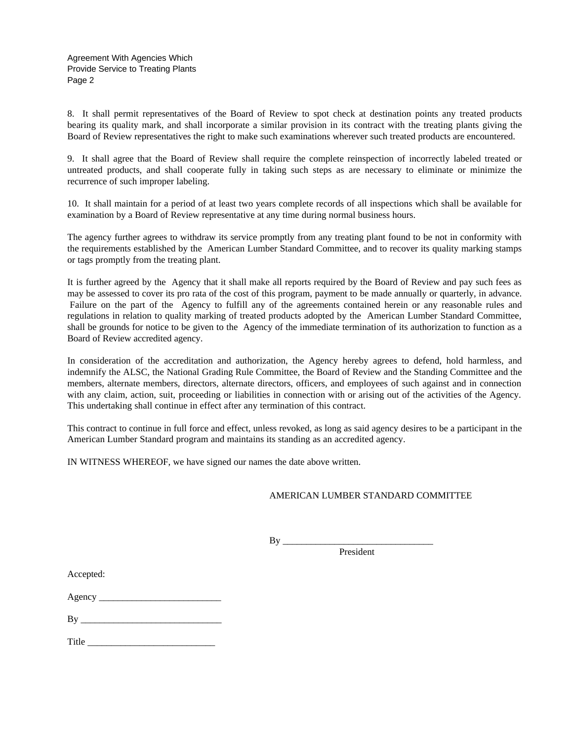8. It shall permit representatives of the Board of Review to spot check at destination points any treated products bearing its quality mark, and shall incorporate a similar provision in its contract with the treating plants giving the Board of Review representatives the right to make such examinations wherever such treated products are encountered.

9. It shall agree that the Board of Review shall require the complete reinspection of incorrectly labeled treated or untreated products, and shall cooperate fully in taking such steps as are necessary to eliminate or minimize the recurrence of such improper labeling.

10. It shall maintain for a period of at least two years complete records of all inspections which shall be available for examination by a Board of Review representative at any time during normal business hours.

The agency further agrees to withdraw its service promptly from any treating plant found to be not in conformity with the requirements established by the American Lumber Standard Committee, and to recover its quality marking stamps or tags promptly from the treating plant.

It is further agreed by the Agency that it shall make all reports required by the Board of Review and pay such fees as may be assessed to cover its pro rata of the cost of this program, payment to be made annually or quarterly, in advance. Failure on the part of the Agency to fulfill any of the agreements contained herein or any reasonable rules and regulations in relation to quality marking of treated products adopted by the American Lumber Standard Committee, shall be grounds for notice to be given to the Agency of the immediate termination of its authorization to function as a Board of Review accredited agency.

In consideration of the accreditation and authorization, the Agency hereby agrees to defend, hold harmless, and indemnify the ALSC, the National Grading Rule Committee, the Board of Review and the Standing Committee and the members, alternate members, directors, alternate directors, officers, and employees of such against and in connection with any claim, action, suit, proceeding or liabilities in connection with or arising out of the activities of the Agency. This undertaking shall continue in effect after any termination of this contract.

This contract to continue in full force and effect, unless revoked, as long as said agency desires to be a participant in the American Lumber Standard program and maintains its standing as an accredited agency.

IN WITNESS WHEREOF, we have signed our names the date above written.

AMERICAN LUMBER STANDARD COMMITTEE

By ________________________________
President

Accepted:

Agency __________________________

By ______________________________

Title ___________________________